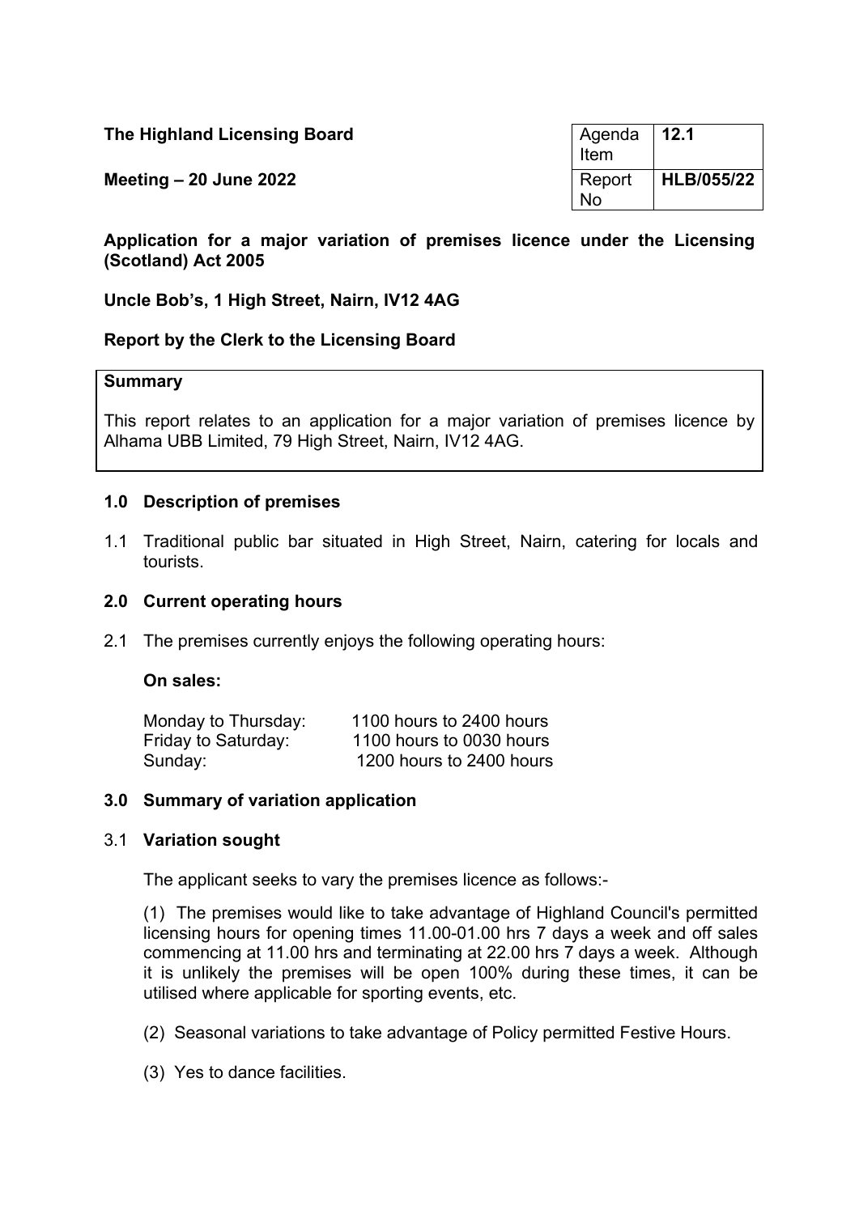**The Highland Licensing Board**

**Meeting – 20 June 2022**

| Agenda Item | **12.1** |
|---|---|
| Report No | **HLB/055/22** |

**Application for a major variation of premises licence under the Licensing (Scotland) Act 2005**

**Uncle Bob's, 1 High Street, Nairn, IV12 4AG**

**Report by the Clerk to the Licensing Board**

**Summary**

This report relates to an application for a major variation of premises licence by Alhama UBB Limited, 79 High Street, Nairn, IV12 4AG.

## 1.0 Description of premises

1.1 Traditional public bar situated in High Street, Nairn, catering for locals and tourists.

## 2.0 Current operating hours

2.1 The premises currently enjoys the following operating hours:

**On sales:**

| | |
|---|---|
| Monday to Thursday: | 1100 hours to 2400 hours |
| Friday to Saturday: | 1100 hours to 0030 hours |
| Sunday: | 1200 hours to 2400 hours |

## 3.0 Summary of variation application

3.1 **Variation sought**

The applicant seeks to vary the premises licence as follows:-

(1) The premises would like to take advantage of Highland Council's permitted licensing hours for opening times 11.00-01.00 hrs 7 days a week and off sales commencing at 11.00 hrs and terminating at 22.00 hrs 7 days a week. Although it is unlikely the premises will be open 100% during these times, it can be utilised where applicable for sporting events, etc.

(2) Seasonal variations to take advantage of Policy permitted Festive Hours.

(3) Yes to dance facilities.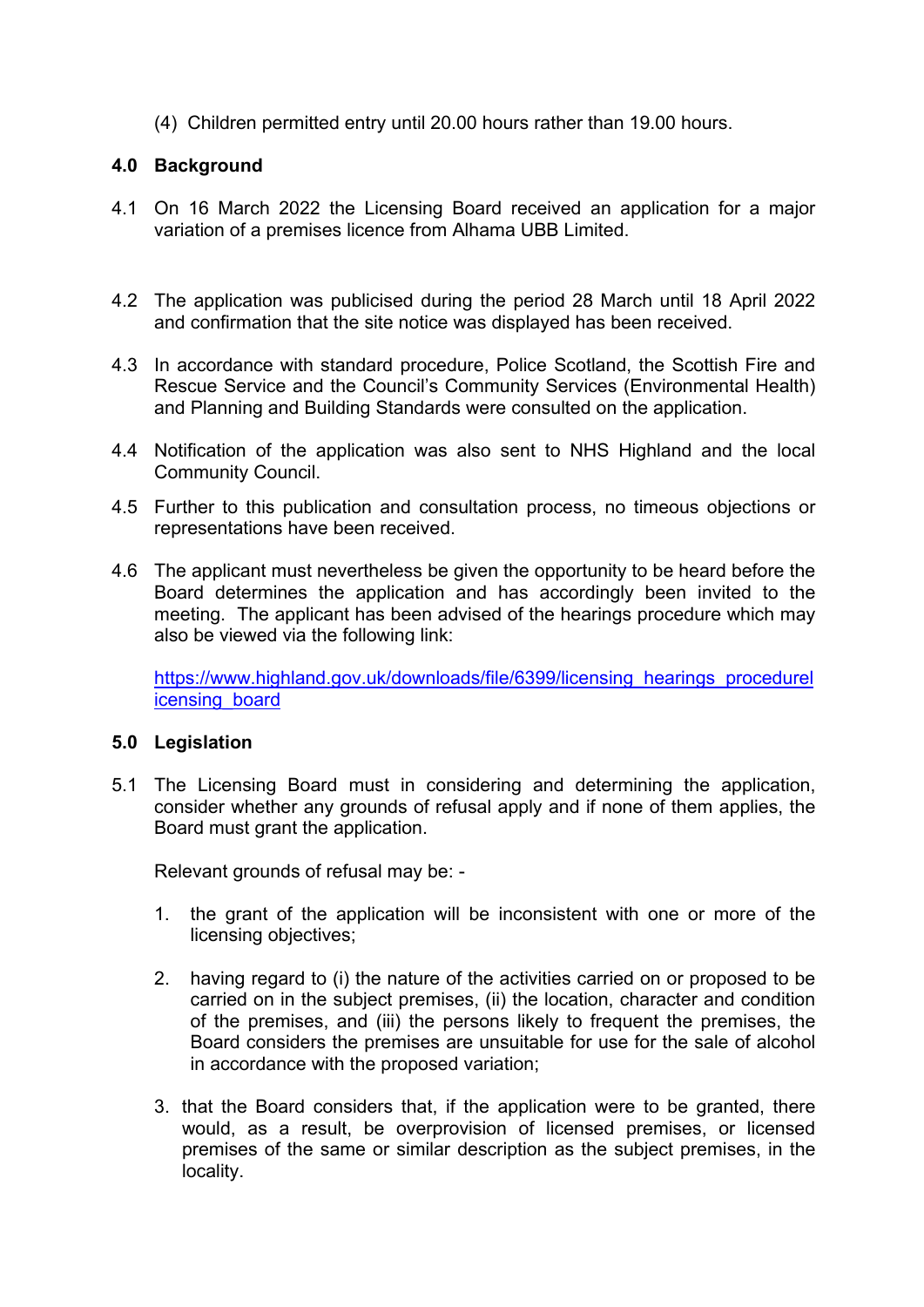(4) Children permitted entry until 20.00 hours rather than 19.00 hours.

## 4.0 Background

4.1 On 16 March 2022 the Licensing Board received an application for a major variation of a premises licence from Alhama UBB Limited.

4.2 The application was publicised during the period 28 March until 18 April 2022 and confirmation that the site notice was displayed has been received.

4.3 In accordance with standard procedure, Police Scotland, the Scottish Fire and Rescue Service and the Council's Community Services (Environmental Health) and Planning and Building Standards were consulted on the application.

4.4 Notification of the application was also sent to NHS Highland and the local Community Council.

4.5 Further to this publication and consultation process, no timeous objections or representations have been received.

4.6 The applicant must nevertheless be given the opportunity to be heard before the Board determines the application and has accordingly been invited to the meeting. The applicant has been advised of the hearings procedure which may also be viewed via the following link:

[https://www.highland.gov.uk/downloads/file/6399/licensing_hearings_procedurelicensing_board](https://www.highland.gov.uk/downloads/file/6399/licensing_hearings_procedurelicensing_board)

## 5.0 Legislation

5.1 The Licensing Board must in considering and determining the application, consider whether any grounds of refusal apply and if none of them applies, the Board must grant the application.

Relevant grounds of refusal may be: -

1. the grant of the application will be inconsistent with one or more of the licensing objectives;

2. having regard to (i) the nature of the activities carried on or proposed to be carried on in the subject premises, (ii) the location, character and condition of the premises, and (iii) the persons likely to frequent the premises, the Board considers the premises are unsuitable for use for the sale of alcohol in accordance with the proposed variation;

3. that the Board considers that, if the application were to be granted, there would, as a result, be overprovision of licensed premises, or licensed premises of the same or similar description as the subject premises, in the locality.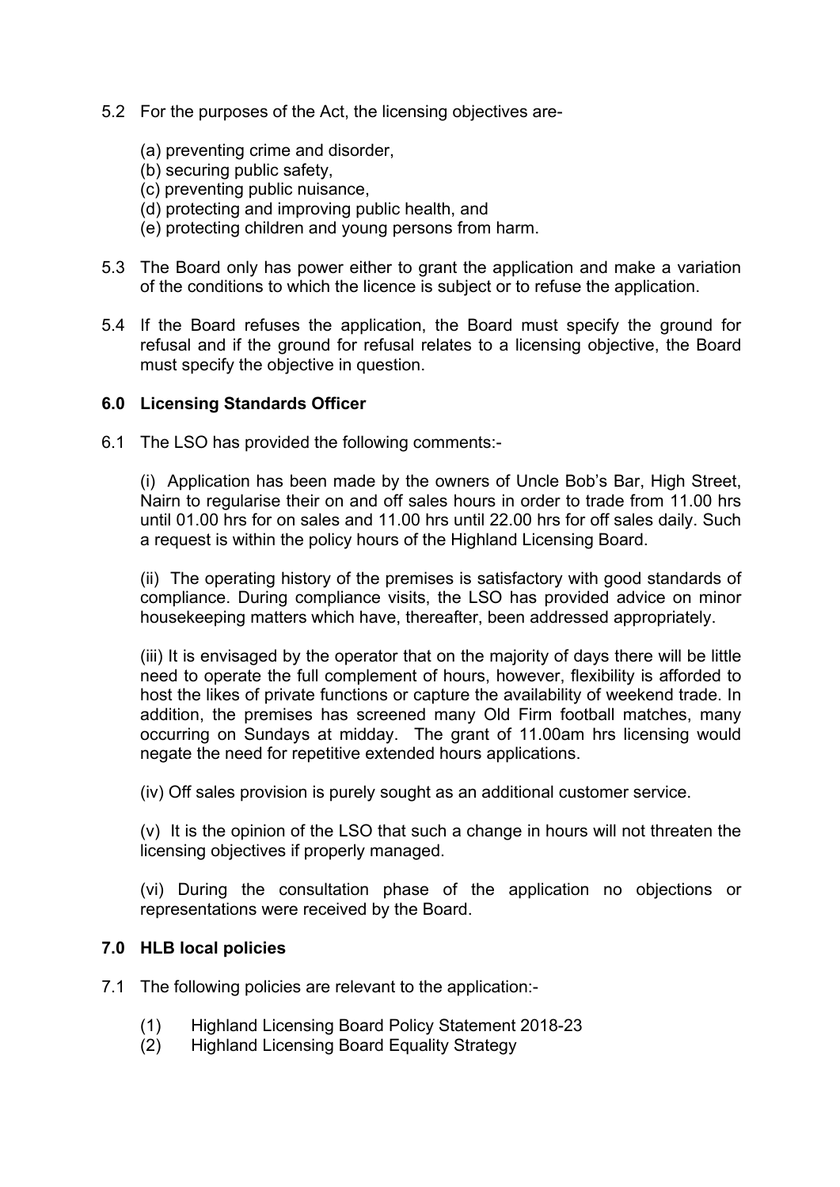5.2 For the purposes of the Act, the licensing objectives are-

(a) preventing crime and disorder,
(b) securing public safety,
(c) preventing public nuisance,
(d) protecting and improving public health, and
(e) protecting children and young persons from harm.

5.3 The Board only has power either to grant the application and make a variation of the conditions to which the licence is subject or to refuse the application.

5.4 If the Board refuses the application, the Board must specify the ground for refusal and if the ground for refusal relates to a licensing objective, the Board must specify the objective in question.

## 6.0 Licensing Standards Officer

6.1 The LSO has provided the following comments:-

(i) Application has been made by the owners of Uncle Bob's Bar, High Street, Nairn to regularise their on and off sales hours in order to trade from 11.00 hrs until 01.00 hrs for on sales and 11.00 hrs until 22.00 hrs for off sales daily. Such a request is within the policy hours of the Highland Licensing Board.

(ii) The operating history of the premises is satisfactory with good standards of compliance. During compliance visits, the LSO has provided advice on minor housekeeping matters which have, thereafter, been addressed appropriately.

(iii) It is envisaged by the operator that on the majority of days there will be little need to operate the full complement of hours, however, flexibility is afforded to host the likes of private functions or capture the availability of weekend trade. In addition, the premises has screened many Old Firm football matches, many occurring on Sundays at midday. The grant of 11.00am hrs licensing would negate the need for repetitive extended hours applications.

(iv) Off sales provision is purely sought as an additional customer service.

(v) It is the opinion of the LSO that such a change in hours will not threaten the licensing objectives if properly managed.

(vi) During the consultation phase of the application no objections or representations were received by the Board.

## 7.0 HLB local policies

7.1 The following policies are relevant to the application:-

(1) Highland Licensing Board Policy Statement 2018-23
(2) Highland Licensing Board Equality Strategy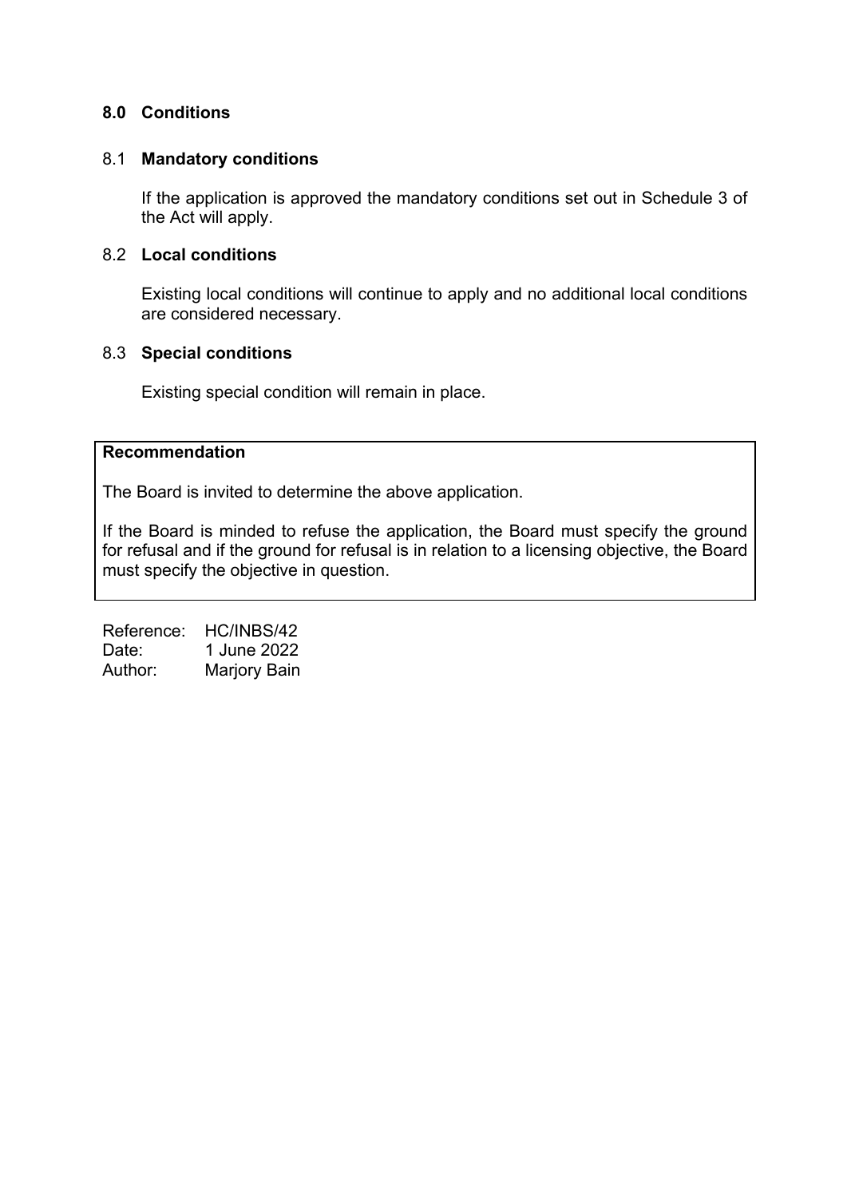## 8.0 Conditions

### 8.1 Mandatory conditions

If the application is approved the mandatory conditions set out in Schedule 3 of the Act will apply.

### 8.2 Local conditions

Existing local conditions will continue to apply and no additional local conditions are considered necessary.

### 8.3 Special conditions

Existing special condition will remain in place.

| **Recommendation** |
|---|
| The Board is invited to determine the above application.<br><br>If the Board is minded to refuse the application, the Board must specify the ground for refusal and if the ground for refusal is in relation to a licensing objective, the Board must specify the objective in question. |

Reference: HC/INBS/42
Date: 1 June 2022
Author: Marjory Bain